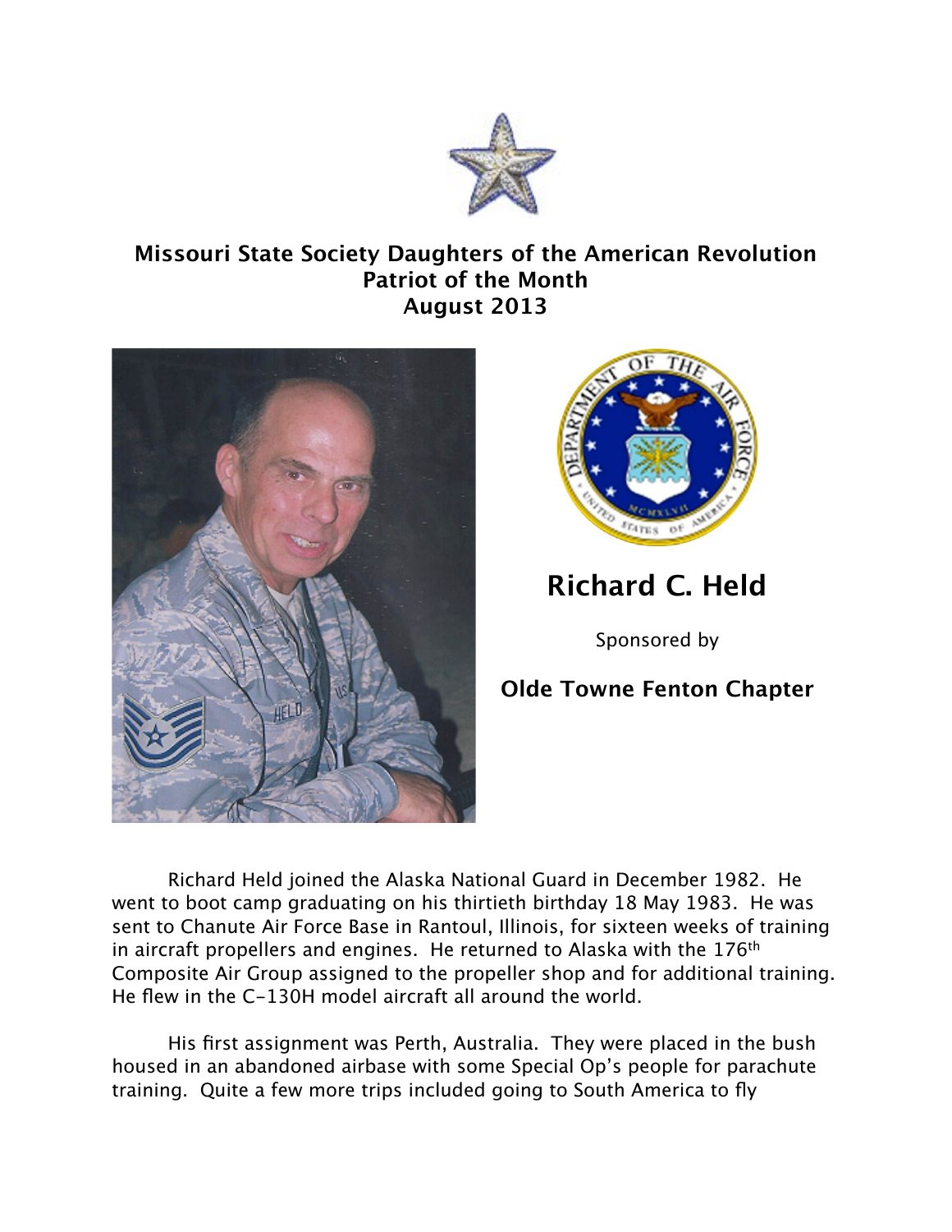**Missouri State Society Daughters of the American Revolution**
**Patriot of the Month**
**August 2013**

# Richard C. Held

Sponsored by

**Olde Towne Fenton Chapter**

Richard Held joined the Alaska National Guard in December 1982. He went to boot camp graduating on his thirtieth birthday 18 May 1983. He was sent to Chanute Air Force Base in Rantoul, Illinois, for sixteen weeks of training in aircraft propellers and engines. He returned to Alaska with the 176th Composite Air Group assigned to the propeller shop and for additional training. He flew in the C-130H model aircraft all around the world.

His first assignment was Perth, Australia. They were placed in the bush housed in an abandoned airbase with some Special Op's people for parachute training. Quite a few more trips included going to South America to fly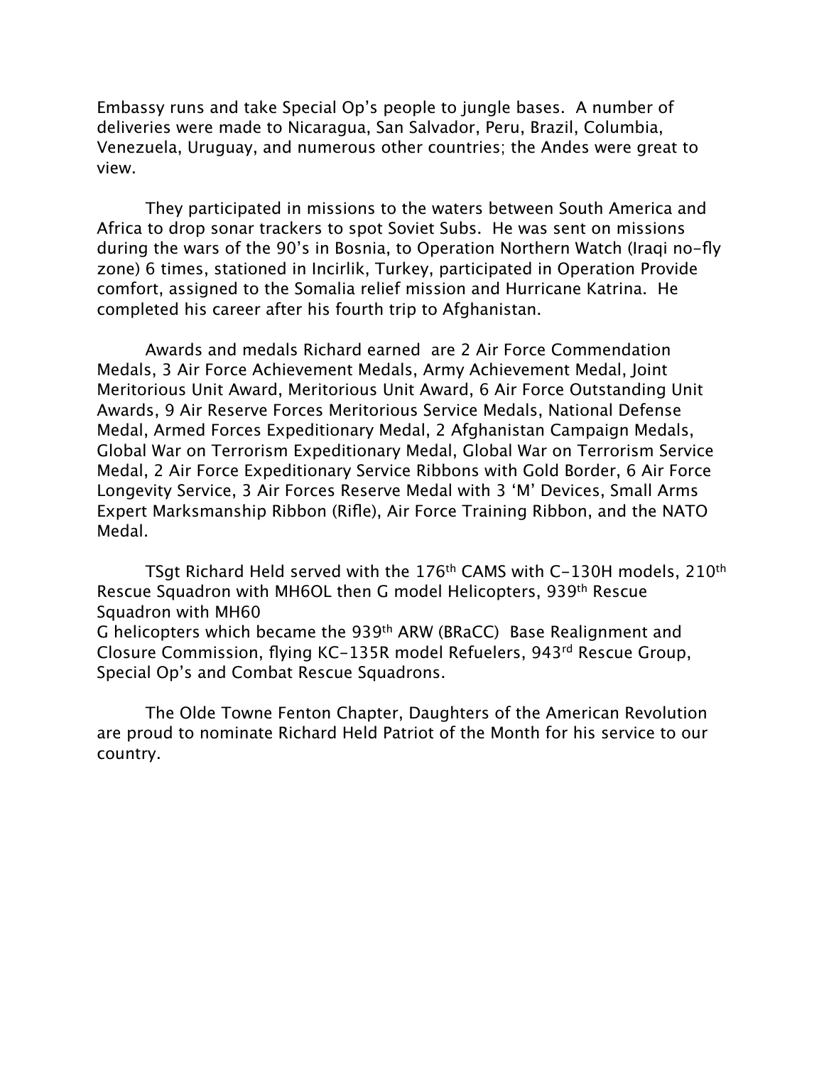Embassy runs and take Special Op's people to jungle bases. A number of deliveries were made to Nicaragua, San Salvador, Peru, Brazil, Columbia, Venezuela, Uruguay, and numerous other countries; the Andes were great to view.

They participated in missions to the waters between South America and Africa to drop sonar trackers to spot Soviet Subs. He was sent on missions during the wars of the 90's in Bosnia, to Operation Northern Watch (Iraqi no-fly zone) 6 times, stationed in Incirlik, Turkey, participated in Operation Provide comfort, assigned to the Somalia relief mission and Hurricane Katrina. He completed his career after his fourth trip to Afghanistan.

Awards and medals Richard earned are 2 Air Force Commendation Medals, 3 Air Force Achievement Medals, Army Achievement Medal, Joint Meritorious Unit Award, Meritorious Unit Award, 6 Air Force Outstanding Unit Awards, 9 Air Reserve Forces Meritorious Service Medals, National Defense Medal, Armed Forces Expeditionary Medal, 2 Afghanistan Campaign Medals, Global War on Terrorism Expeditionary Medal, Global War on Terrorism Service Medal, 2 Air Force Expeditionary Service Ribbons with Gold Border, 6 Air Force Longevity Service, 3 Air Forces Reserve Medal with 3 'M' Devices, Small Arms Expert Marksmanship Ribbon (Rifle), Air Force Training Ribbon, and the NATO Medal.

TSgt Richard Held served with the 176th CAMS with C-130H models, 210th Rescue Squadron with MH6OL then G model Helicopters, 939th Rescue Squadron with MH60
G helicopters which became the 939th ARW (BRaCC) Base Realignment and Closure Commission, flying KC-135R model Refuelers, 943rd Rescue Group, Special Op's and Combat Rescue Squadrons.

The Olde Towne Fenton Chapter, Daughters of the American Revolution are proud to nominate Richard Held Patriot of the Month for his service to our country.